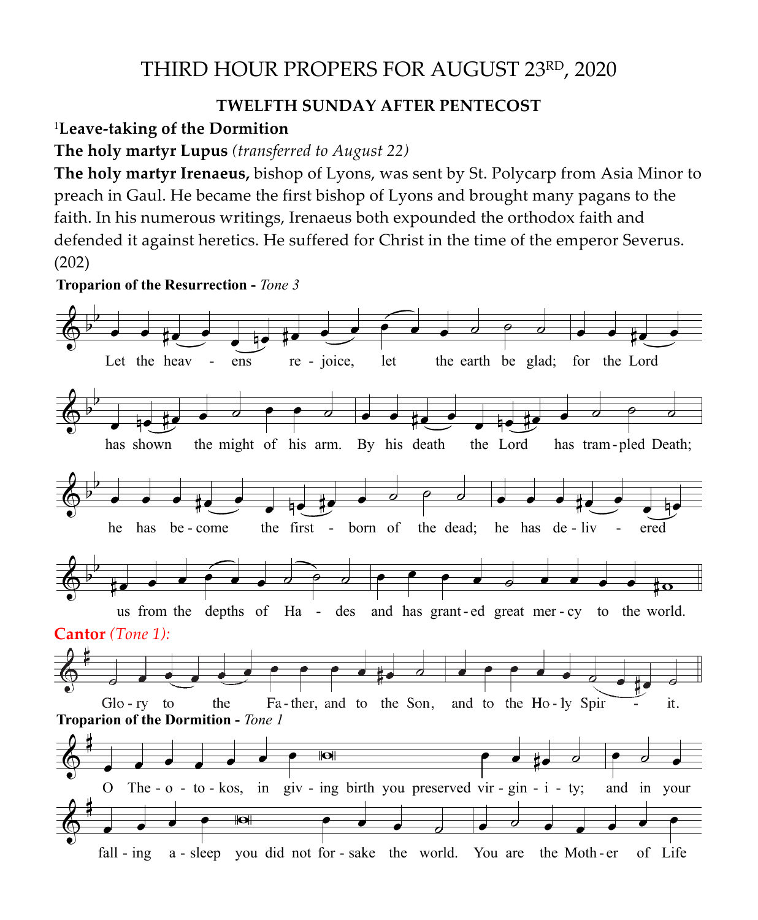# THIRD HOUR PROPERS FOR AUGUST 23RD, 2020

**TWELFTH SUNDAY AFTER PENTECOST**

[1]**Leave-taking of the Dormition**

**The holy martyr Lupus** *(transferred to August 22)*

**The holy martyr Irenaeus,** bishop of Lyons, was sent by St. Polycarp from Asia Minor to preach in Gaul. He became the first bishop of Lyons and brought many pagans to the faith. In his numerous writings, Irenaeus both expounded the orthodox faith and defended it against heretics. He suffered for Christ in the time of the emperor Severus. (202)

**Troparion of the Resurrection -** *Tone 3*

Let the heavens rejoice, let the earth be glad; for the Lord has shown the might of his arm. By his death the Lord has trampled Death; he has become the first-born of the dead; he has delivered us from the depths of Hades and has granted great mercy to the world.

**Cantor** *(Tone 1):*

Glory to the Father, and to the Son, and to the Holy Spirit.

**Troparion of the Dormition -** *Tone 1*

O Theotokos, in giving birth you preserved virginity; and in your falling asleep you did not forsake the world. You are the Mother of Life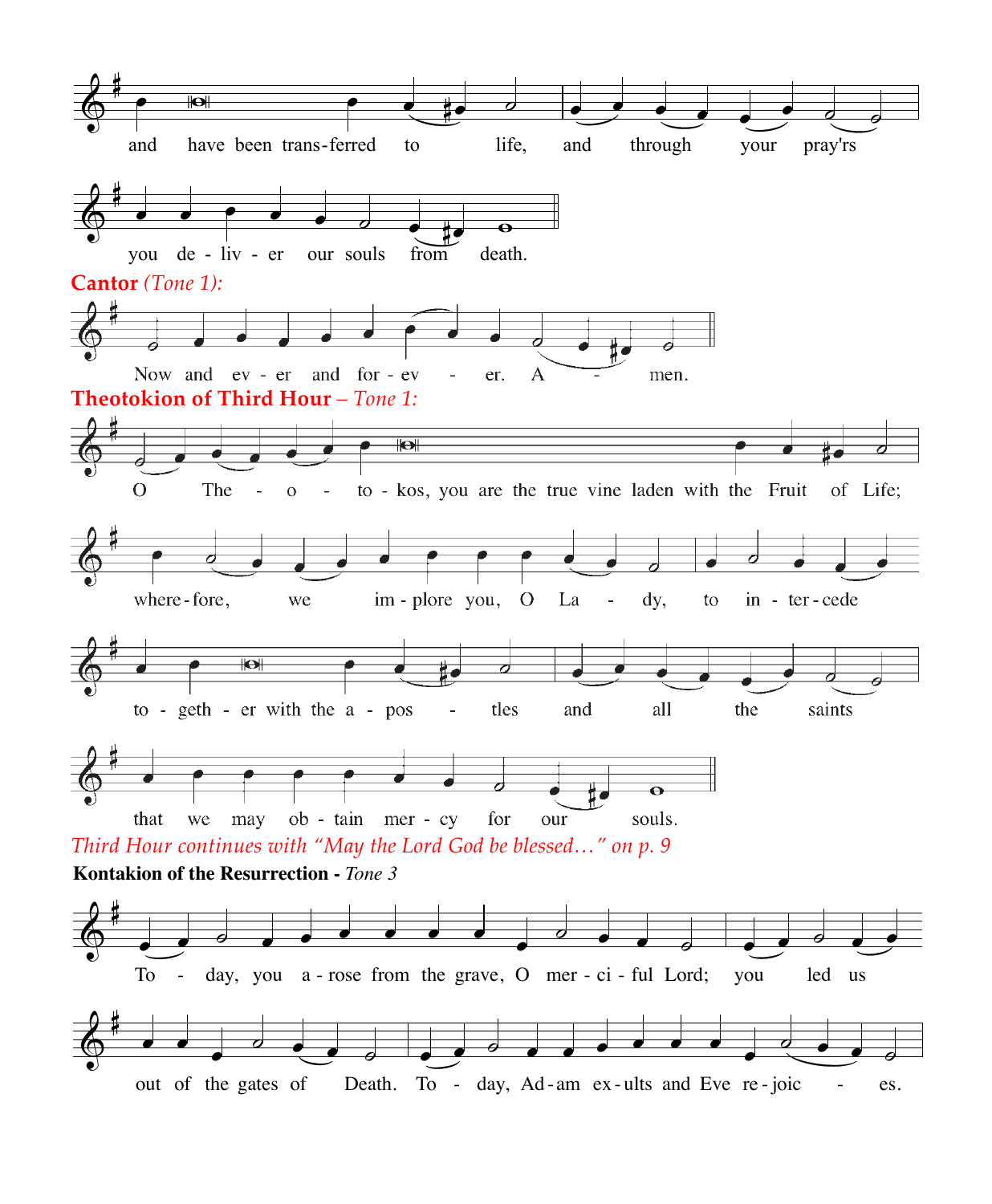and have been trans-ferred to life, and through your pray'rs

you de-liv-er our souls from death.

**Cantor** *(Tone 1):*

Now and ev-er and for-ev-er. A-men.

**Theotokion of Third Hour** – *Tone 1:*

O The-o-to-kos, you are the true vine laden with the Fruit of Life;

where-fore, we im-plore you, O La-dy, to in-ter-cede

to-geth-er with the a-pos-tles and all the saints

that we may ob-tain mer-cy for our souls.

*Third Hour continues with "May the Lord God be blessed…" on p. 9*

**Kontakion of the Resurrection -** *Tone 3*

To-day, you a-rose from the grave, O mer-ci-ful Lord; you led us

out of the gates of Death. To-day, Ad-am ex-ults and Eve re-joic-es.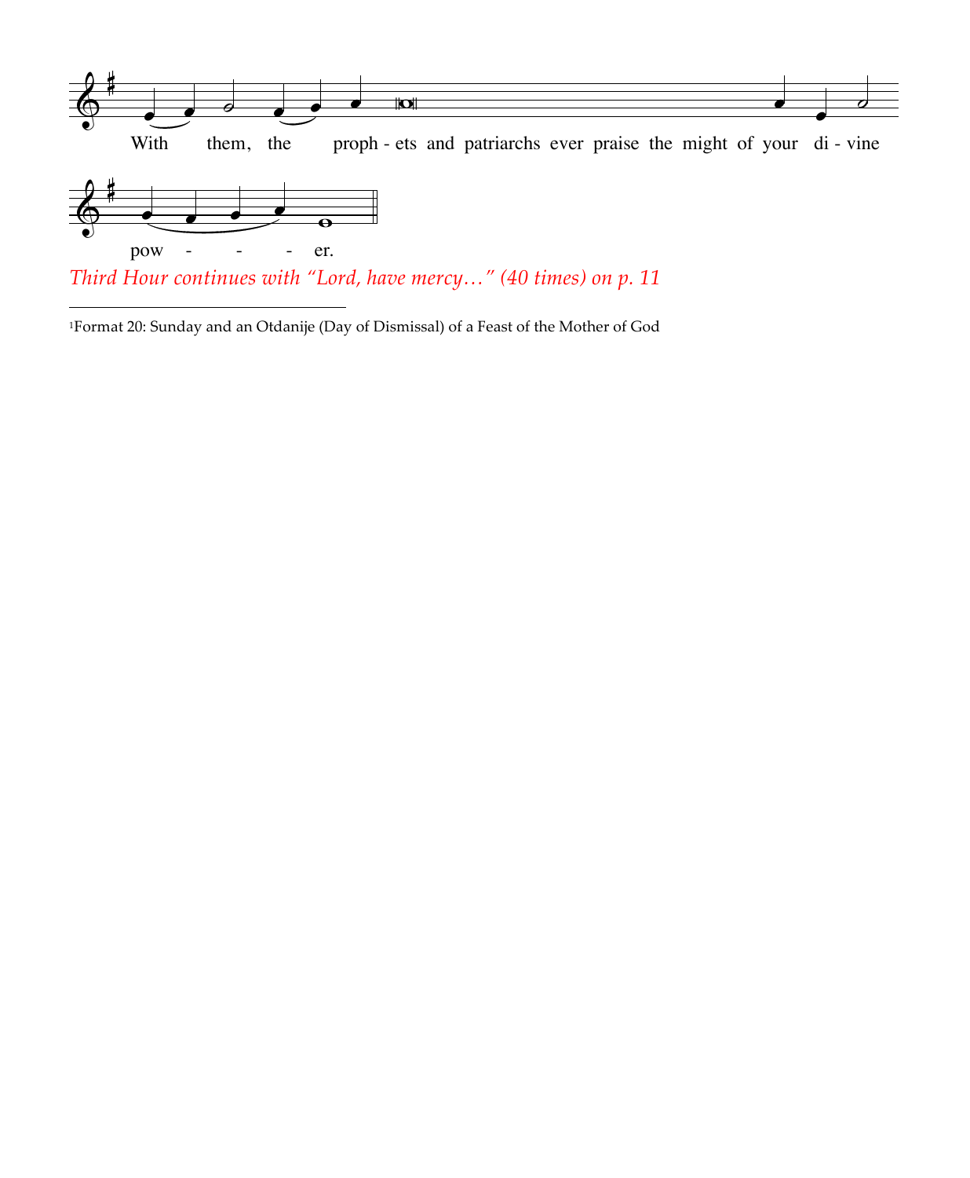With them, the proph - ets and patriarchs ever praise the might of your di - vine

pow - - - er.

*Third Hour continues with “Lord, have mercy…” (40 times) on p. 11*

---

[1]Format 20: Sunday and an Otdanije (Day of Dismissal) of a Feast of the Mother of God